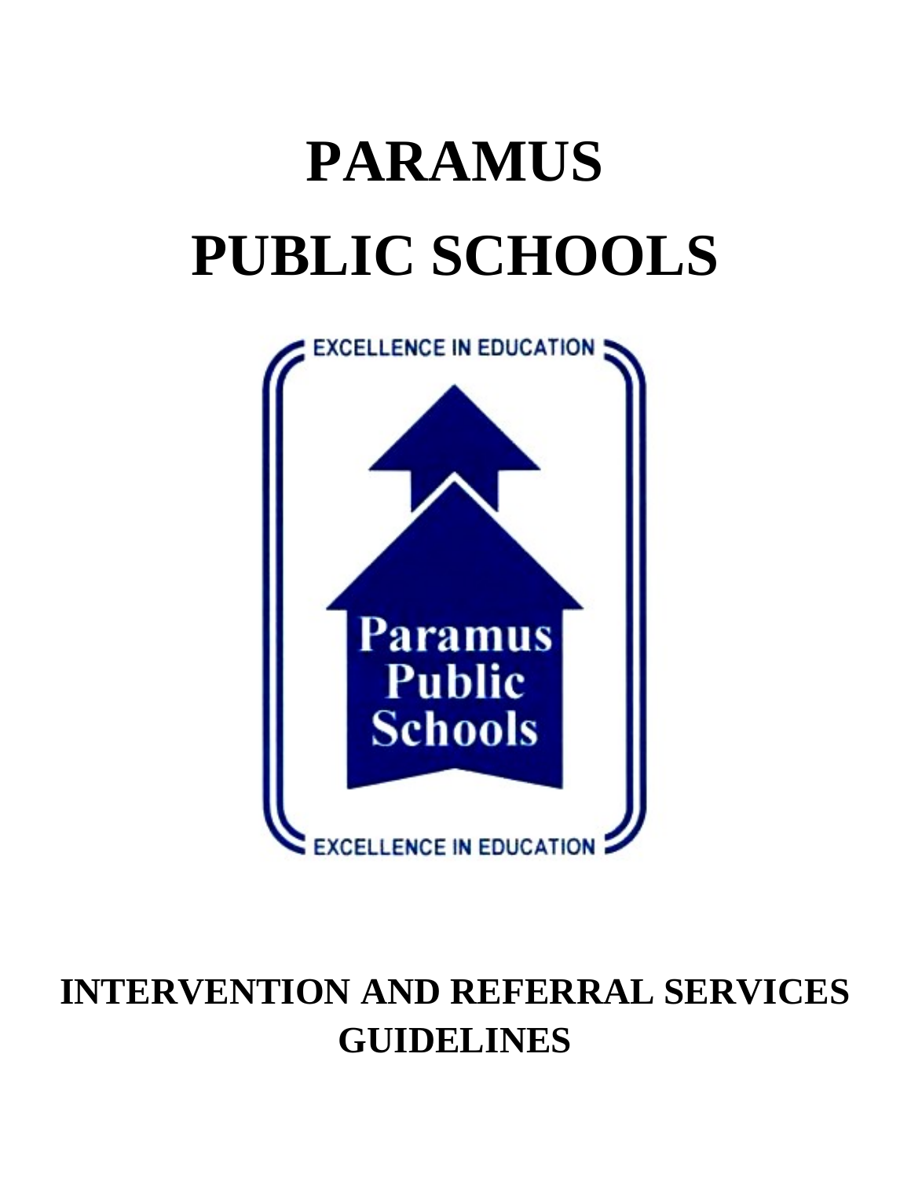# PARAMUS PUBLIC SCHOOLS

EXCELLENCE IN EDUCATION

Paramus Public Schools

EXCELLENCE IN EDUCATION

## INTERVENTION AND REFERRAL SERVICES GUIDELINES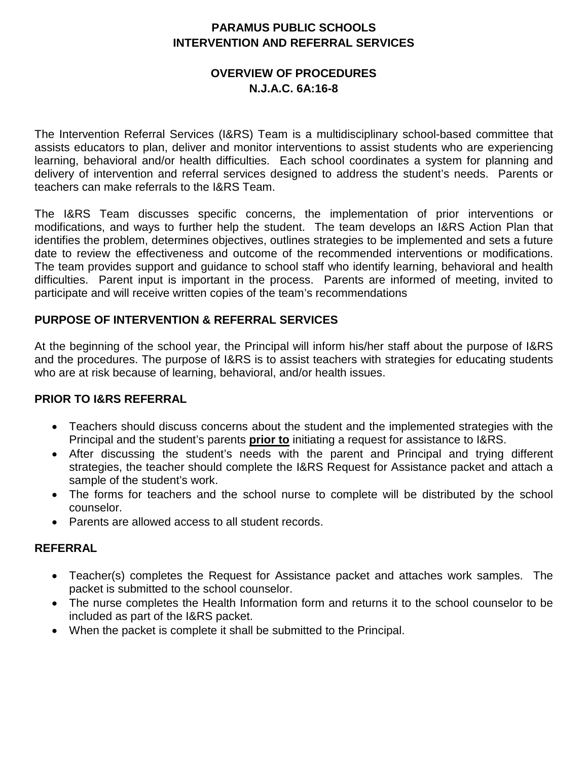# PARAMUS PUBLIC SCHOOLS
# INTERVENTION AND REFERRAL SERVICES

## OVERVIEW OF PROCEDURES
## N.J.A.C. 6A:16-8

The Intervention Referral Services (I&RS) Team is a multidisciplinary school-based committee that assists educators to plan, deliver and monitor interventions to assist students who are experiencing learning, behavioral and/or health difficulties. Each school coordinates a system for planning and delivery of intervention and referral services designed to address the student's needs. Parents or teachers can make referrals to the I&RS Team.

The I&RS Team discusses specific concerns, the implementation of prior interventions or modifications, and ways to further help the student. The team develops an I&RS Action Plan that identifies the problem, determines objectives, outlines strategies to be implemented and sets a future date to review the effectiveness and outcome of the recommended interventions or modifications. The team provides support and guidance to school staff who identify learning, behavioral and health difficulties. Parent input is important in the process. Parents are informed of meeting, invited to participate and will receive written copies of the team's recommendations

### PURPOSE OF INTERVENTION & REFERRAL SERVICES

At the beginning of the school year, the Principal will inform his/her staff about the purpose of I&RS and the procedures. The purpose of I&RS is to assist teachers with strategies for educating students who are at risk because of learning, behavioral, and/or health issues.

### PRIOR TO I&RS REFERRAL

- Teachers should discuss concerns about the student and the implemented strategies with the Principal and the student's parents **prior to** initiating a request for assistance to I&RS.
- After discussing the student's needs with the parent and Principal and trying different strategies, the teacher should complete the I&RS Request for Assistance packet and attach a sample of the student's work.
- The forms for teachers and the school nurse to complete will be distributed by the school counselor.
- Parents are allowed access to all student records.

### REFERRAL

- Teacher(s) completes the Request for Assistance packet and attaches work samples. The packet is submitted to the school counselor.
- The nurse completes the Health Information form and returns it to the school counselor to be included as part of the I&RS packet.
- When the packet is complete it shall be submitted to the Principal.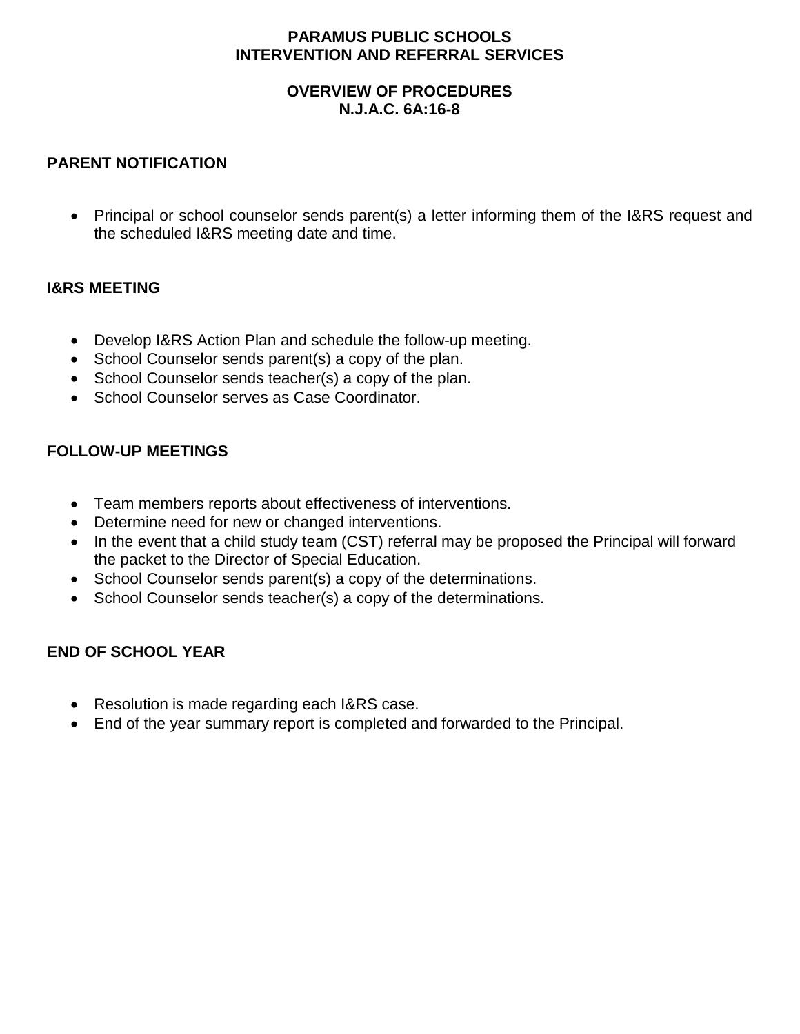# PARAMUS PUBLIC SCHOOLS
# INTERVENTION AND REFERRAL SERVICES

## OVERVIEW OF PROCEDURES
## N.J.A.C. 6A:16-8

### PARENT NOTIFICATION

- Principal or school counselor sends parent(s) a letter informing them of the I&RS request and the scheduled I&RS meeting date and time.

### I&RS MEETING

- Develop I&RS Action Plan and schedule the follow-up meeting.
- School Counselor sends parent(s) a copy of the plan.
- School Counselor sends teacher(s) a copy of the plan.
- School Counselor serves as Case Coordinator.

### FOLLOW-UP MEETINGS

- Team members reports about effectiveness of interventions.
- Determine need for new or changed interventions.
- In the event that a child study team (CST) referral may be proposed the Principal will forward the packet to the Director of Special Education.
- School Counselor sends parent(s) a copy of the determinations.
- School Counselor sends teacher(s) a copy of the determinations.

### END OF SCHOOL YEAR

- Resolution is made regarding each I&RS case.
- End of the year summary report is completed and forwarded to the Principal.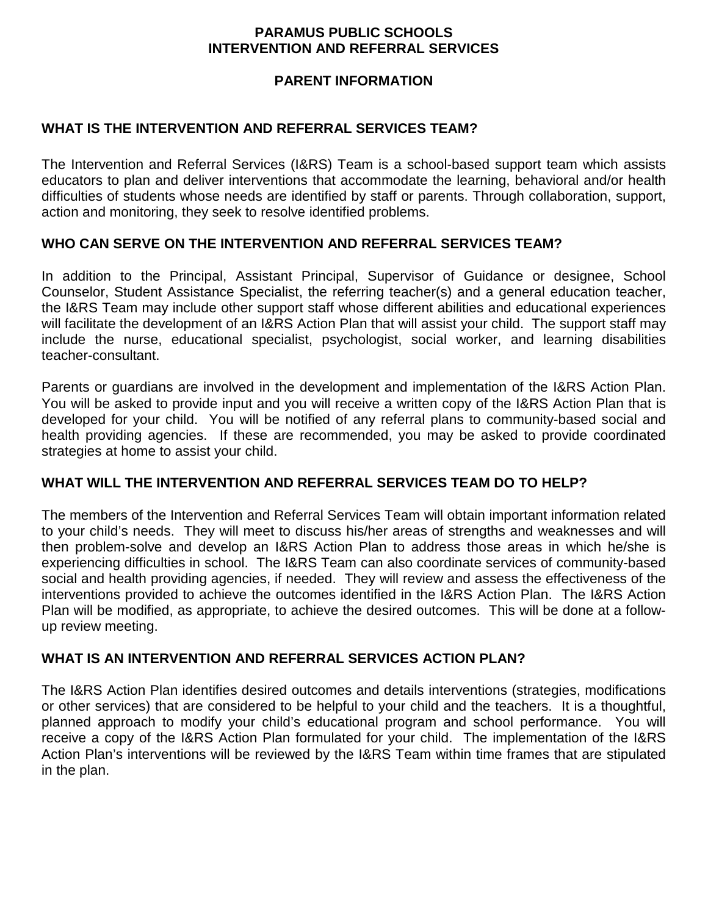# PARAMUS PUBLIC SCHOOLS
# INTERVENTION AND REFERRAL SERVICES

## PARENT INFORMATION

### WHAT IS THE INTERVENTION AND REFERRAL SERVICES TEAM?

The Intervention and Referral Services (I&RS) Team is a school-based support team which assists educators to plan and deliver interventions that accommodate the learning, behavioral and/or health difficulties of students whose needs are identified by staff or parents. Through collaboration, support, action and monitoring, they seek to resolve identified problems.

### WHO CAN SERVE ON THE INTERVENTION AND REFERRAL SERVICES TEAM?

In addition to the Principal, Assistant Principal, Supervisor of Guidance or designee, School Counselor, Student Assistance Specialist, the referring teacher(s) and a general education teacher, the I&RS Team may include other support staff whose different abilities and educational experiences will facilitate the development of an I&RS Action Plan that will assist your child. The support staff may include the nurse, educational specialist, psychologist, social worker, and learning disabilities teacher-consultant.

Parents or guardians are involved in the development and implementation of the I&RS Action Plan. You will be asked to provide input and you will receive a written copy of the I&RS Action Plan that is developed for your child. You will be notified of any referral plans to community-based social and health providing agencies. If these are recommended, you may be asked to provide coordinated strategies at home to assist your child.

### WHAT WILL THE INTERVENTION AND REFERRAL SERVICES TEAM DO TO HELP?

The members of the Intervention and Referral Services Team will obtain important information related to your child's needs. They will meet to discuss his/her areas of strengths and weaknesses and will then problem-solve and develop an I&RS Action Plan to address those areas in which he/she is experiencing difficulties in school. The I&RS Team can also coordinate services of community-based social and health providing agencies, if needed. They will review and assess the effectiveness of the interventions provided to achieve the outcomes identified in the I&RS Action Plan. The I&RS Action Plan will be modified, as appropriate, to achieve the desired outcomes. This will be done at a follow-up review meeting.

### WHAT IS AN INTERVENTION AND REFERRAL SERVICES ACTION PLAN?

The I&RS Action Plan identifies desired outcomes and details interventions (strategies, modifications or other services) that are considered to be helpful to your child and the teachers. It is a thoughtful, planned approach to modify your child's educational program and school performance. You will receive a copy of the I&RS Action Plan formulated for your child. The implementation of the I&RS Action Plan's interventions will be reviewed by the I&RS Team within time frames that are stipulated in the plan.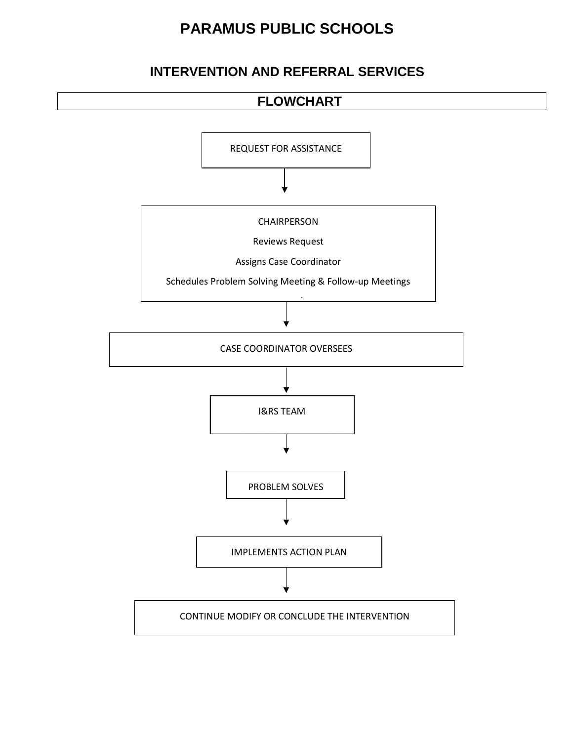# PARAMUS PUBLIC SCHOOLS

## INTERVENTION AND REFERRAL SERVICES

## FLOWCHART

REQUEST FOR ASSISTANCE

↓

CHAIRPERSON

Reviews Request

Assigns Case Coordinator

Schedules Problem Solving Meeting & Follow-up Meetings

↓

CASE COORDINATOR OVERSEES

↓

I&RS TEAM

↓

PROBLEM SOLVES

↓

IMPLEMENTS ACTION PLAN

↓

CONTINUE MODIFY OR CONCLUDE THE INTERVENTION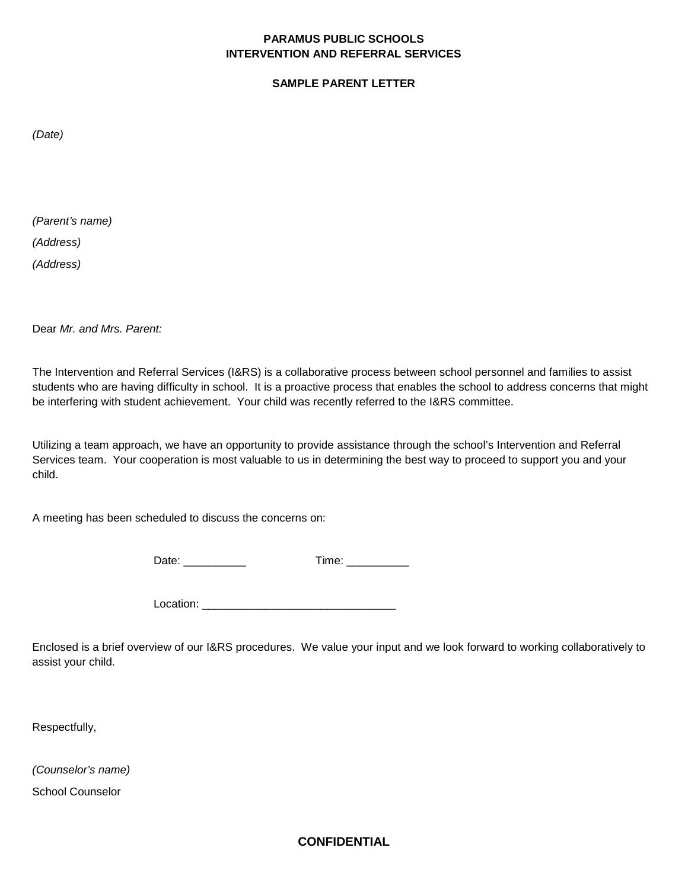**PARAMUS PUBLIC SCHOOLS**
**INTERVENTION AND REFERRAL SERVICES**

**SAMPLE PARENT LETTER**

*(Date)*

*(Parent's name)*

*(Address)*

*(Address)*

Dear *Mr. and Mrs. Parent:*

The Intervention and Referral Services (I&RS) is a collaborative process between school personnel and families to assist students who are having difficulty in school. It is a proactive process that enables the school to address concerns that might be interfering with student achievement. Your child was recently referred to the I&RS committee.

Utilizing a team approach, we have an opportunity to provide assistance through the school's Intervention and Referral Services team. Your cooperation is most valuable to us in determining the best way to proceed to support you and your child.

A meeting has been scheduled to discuss the concerns on:

Date: __________ Time: __________

Location: _______________________________

Enclosed is a brief overview of our I&RS procedures. We value your input and we look forward to working collaboratively to assist your child.

Respectfully,

*(Counselor's name)*

School Counselor

**CONFIDENTIAL**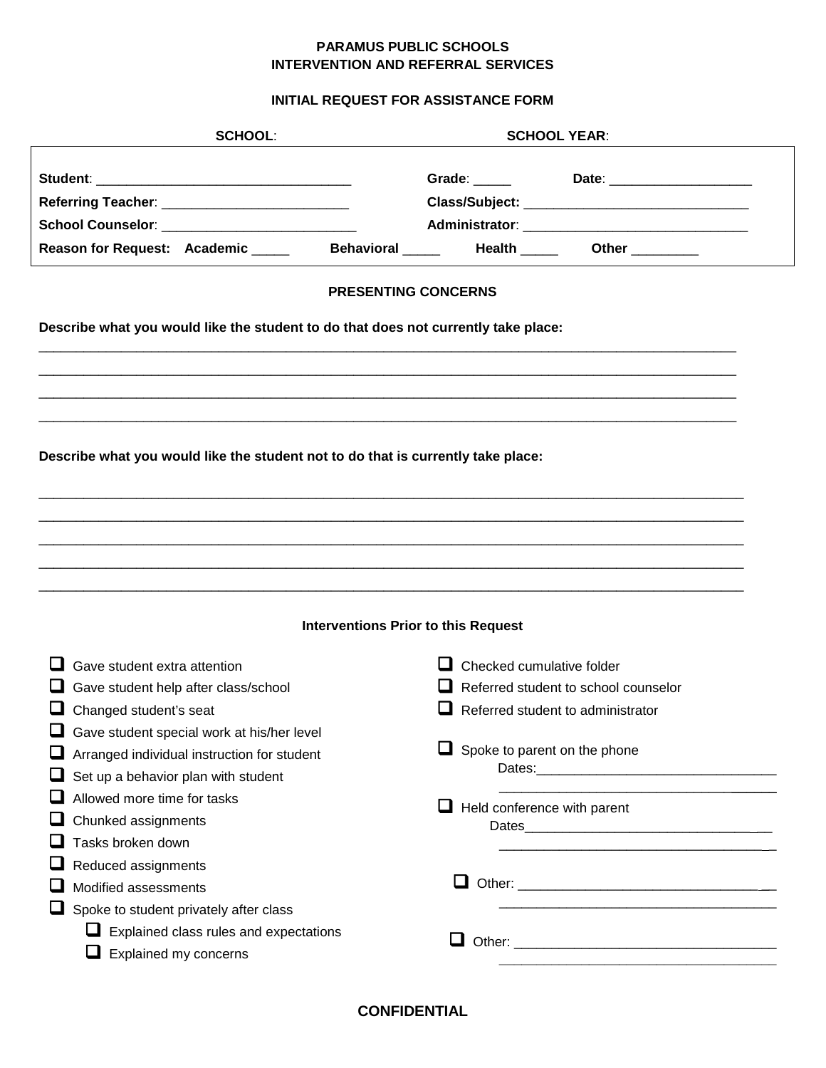**PARAMUS PUBLIC SCHOOLS**
**INTERVENTION AND REFERRAL SERVICES**

**INITIAL REQUEST FOR ASSISTANCE FORM**

**SCHOOL**: **SCHOOL YEAR**:

**Student**: ________________________________ **Grade**: _____ **Date**: ___________________

**Referring Teacher**: ________________________ **Class/Subject:** _____________________________

**School Counselor**: _________________________ **Administrator**: _____________________________

**Reason for Request: Academic** _____ **Behavioral** _____ **Health** _____ **Other** _________

**PRESENTING CONCERNS**

**Describe what you would like the student to do that does not currently take place:**

_______________________________________________________________________________________

_______________________________________________________________________________________

_______________________________________________________________________________________

_______________________________________________________________________________________

**Describe what you would like the student not to do that is currently take place:**

_______________________________________________________________________________________

_______________________________________________________________________________________

_______________________________________________________________________________________

_______________________________________________________________________________________

_______________________________________________________________________________________

**Interventions Prior to this Request**

- ☐ Gave student extra attention
- ☐ Gave student help after class/school
- ☐ Changed student's seat
- ☐ Gave student special work at his/her level
- ☐ Arranged individual instruction for student
- ☐ Set up a behavior plan with student
- ☐ Allowed more time for tasks
- ☐ Chunked assignments
- ☐ Tasks broken down
- ☐ Reduced assignments
- ☐ Modified assessments
- ☐ Spoke to student privately after class
  - ☐ Explained class rules and expectations
  - ☐ Explained my concerns

- ☐ Checked cumulative folder
- ☐ Referred student to school counselor
- ☐ Referred student to administrator
- ☐ Spoke to parent on the phone
  Dates:________________________________
  ____________________________________
- ☐ Held conference with parent
  Dates__________________________________
  ____________________________________
- ☐ Other: __________________________________
  ____________________________________
- ☐ Other: __________________________________
  ____________________________________

**CONFIDENTIAL**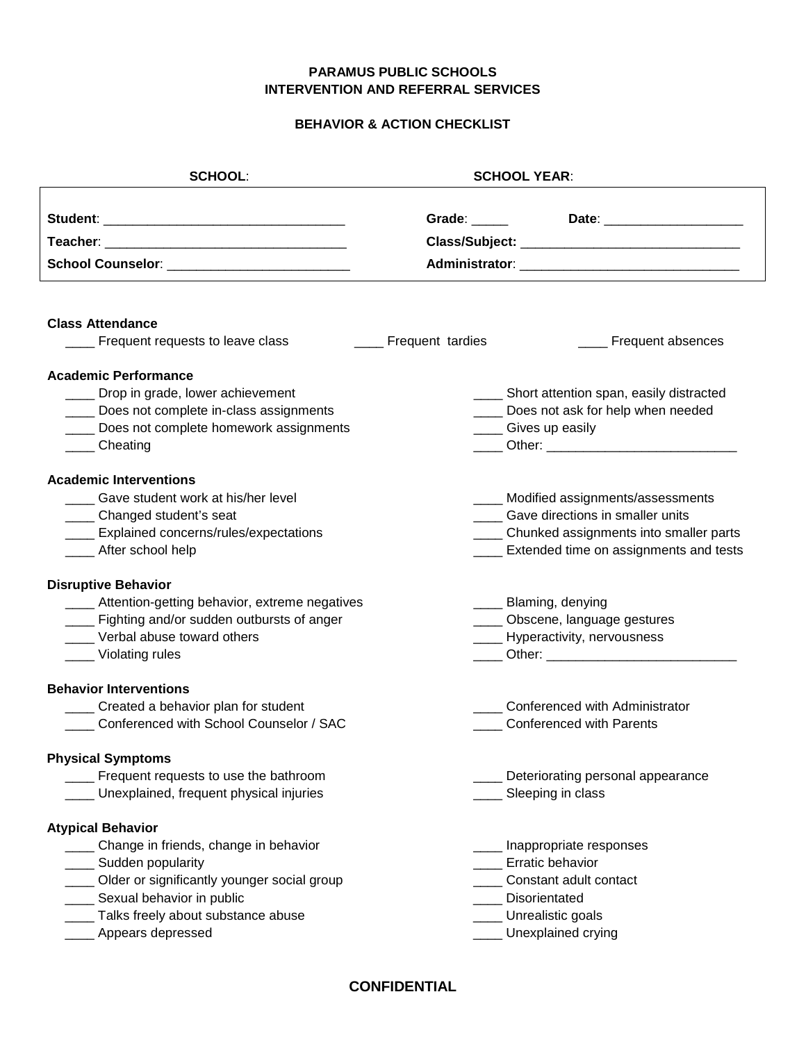**PARAMUS PUBLIC SCHOOLS**
**INTERVENTION AND REFERRAL SERVICES**

**BEHAVIOR & ACTION CHECKLIST**

**SCHOOL**: **SCHOOL YEAR**:

**Student**: _________________________________ **Grade**: _____ **Date**: ___________________

**Teacher**: _________________________________ **Class/Subject:** ______________________________

**School Counselor**: _________________________ **Administrator**: ______________________________

**Class Attendance**

____ Frequent requests to leave class
____ Frequent tardies
____ Frequent absences

**Academic Performance**

____ Drop in grade, lower achievement
____ Does not complete in-class assignments
____ Does not complete homework assignments
____ Cheating
____ Short attention span, easily distracted
____ Does not ask for help when needed
____ Gives up easily
____ Other: __________________________

**Academic Interventions**

____ Gave student work at his/her level
____ Changed student's seat
____ Explained concerns/rules/expectations
____ After school help
____ Modified assignments/assessments
____ Gave directions in smaller units
____ Chunked assignments into smaller parts
____ Extended time on assignments and tests

**Disruptive Behavior**

____ Attention-getting behavior, extreme negatives
____ Fighting and/or sudden outbursts of anger
____ Verbal abuse toward others
____ Violating rules
____ Blaming, denying
____ Obscene, language gestures
____ Hyperactivity, nervousness
____ Other: __________________________

**Behavior Interventions**

____ Created a behavior plan for student
____ Conferenced with School Counselor / SAC
____ Conferenced with Administrator
____ Conferenced with Parents

**Physical Symptoms**

____ Frequent requests to use the bathroom
____ Unexplained, frequent physical injuries
____ Deteriorating personal appearance
____ Sleeping in class

**Atypical Behavior**

____ Change in friends, change in behavior
____ Sudden popularity
____ Older or significantly younger social group
____ Sexual behavior in public
____ Talks freely about substance abuse
____ Appears depressed
____ Inappropriate responses
____ Erratic behavior
____ Constant adult contact
____ Disorientated
____ Unrealistic goals
____ Unexplained crying

**CONFIDENTIAL**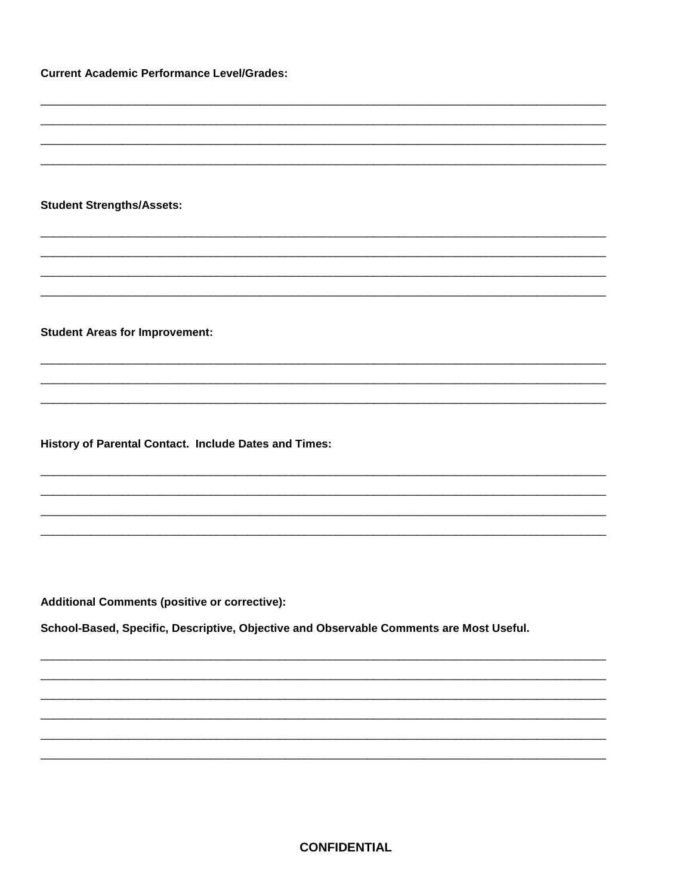**Current Academic Performance Level/Grades:**

____________________________________________________________________________________________

____________________________________________________________________________________________

____________________________________________________________________________________________

____________________________________________________________________________________________

**Student Strengths/Assets:**

____________________________________________________________________________________________

____________________________________________________________________________________________

____________________________________________________________________________________________

____________________________________________________________________________________________

**Student Areas for Improvement:**

____________________________________________________________________________________________

____________________________________________________________________________________________

____________________________________________________________________________________________

**History of Parental Contact. Include Dates and Times:**

____________________________________________________________________________________________

____________________________________________________________________________________________

____________________________________________________________________________________________

____________________________________________________________________________________________

**Additional Comments (positive or corrective):**

**School-Based, Specific, Descriptive, Objective and Observable Comments are Most Useful.**

____________________________________________________________________________________________

____________________________________________________________________________________________

____________________________________________________________________________________________

____________________________________________________________________________________________

____________________________________________________________________________________________

____________________________________________________________________________________________

**CONFIDENTIAL**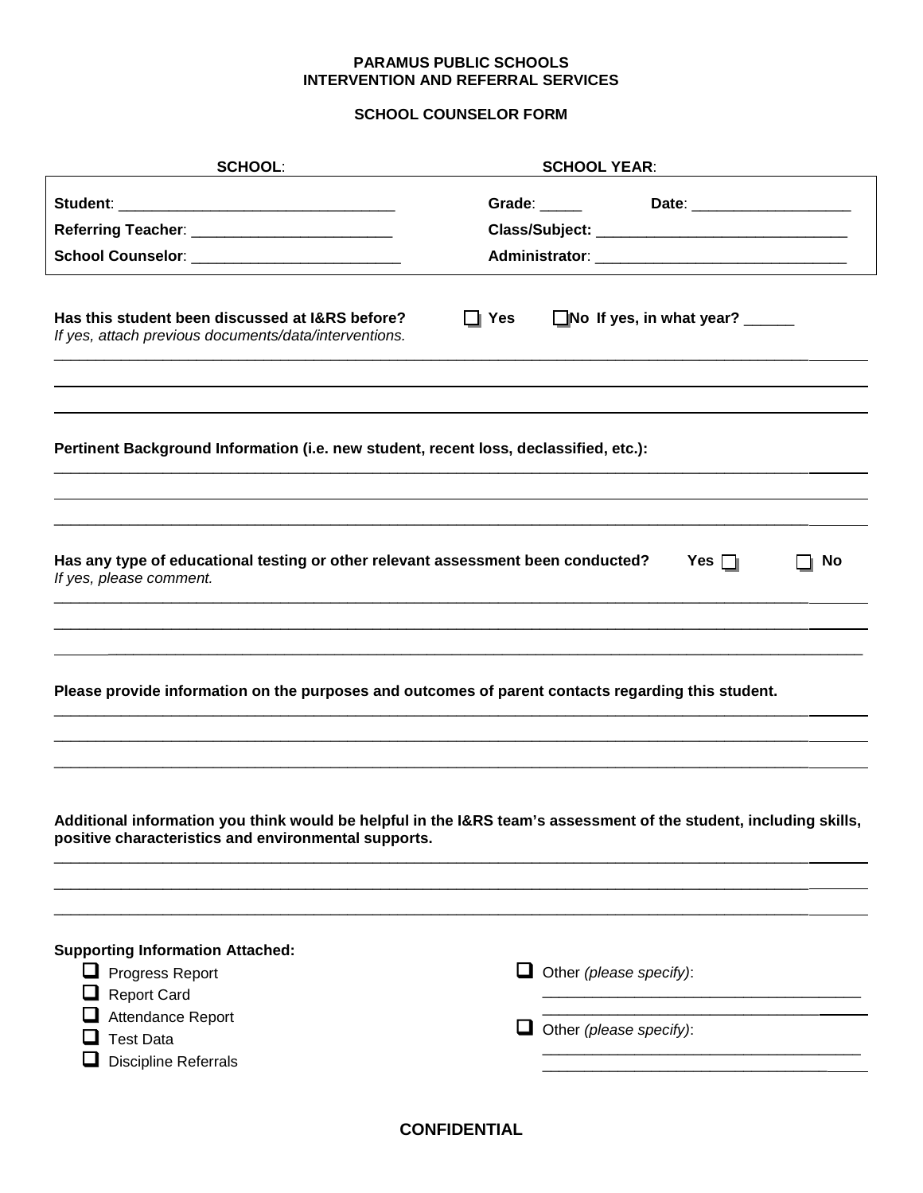**PARAMUS PUBLIC SCHOOLS**
**INTERVENTION AND REFERRAL SERVICES**

**SCHOOL COUNSELOR FORM**

**SCHOOL**: **SCHOOL YEAR**:

**Student**: _______________________________ **Grade**: _____ **Date**: ___________________

**Referring Teacher**: ________________________ **Class/Subject**: ______________________________

**School Counselor**: _________________________ **Administrator**: ______________________________

**Has this student been discussed at I&RS before?** ☐ **Yes** ☐ **No If yes, in what year?** ______

*If yes, attach previous documents/data/interventions.*

_______________________________________________________________________________________

_______________________________________________________________________________________

_______________________________________________________________________________________

**Pertinent Background Information (i.e. new student, recent loss, declassified, etc.):**

_______________________________________________________________________________________

_______________________________________________________________________________________

_______________________________________________________________________________________

**Has any type of educational testing or other relevant assessment been conducted?** **Yes** ☐ ☐ **No**

*If yes, please comment.*

_______________________________________________________________________________________

_______________________________________________________________________________________

_______________________________________________________________________________________

**Please provide information on the purposes and outcomes of parent contacts regarding this student.**

_______________________________________________________________________________________

_______________________________________________________________________________________

_______________________________________________________________________________________

**Additional information you think would be helpful in the I&RS team's assessment of the student, including skills, positive characteristics and environmental supports.**

_______________________________________________________________________________________

_______________________________________________________________________________________

_______________________________________________________________________________________

**Supporting Information Attached:**

- ☐ Progress Report
- ☐ Report Card
- ☐ Attendance Report
- ☐ Test Data
- ☐ Discipline Referrals
- ☐ Other *(please specify)*: ______________________________________
- ☐ Other *(please specify)*: ______________________________________

**CONFIDENTIAL**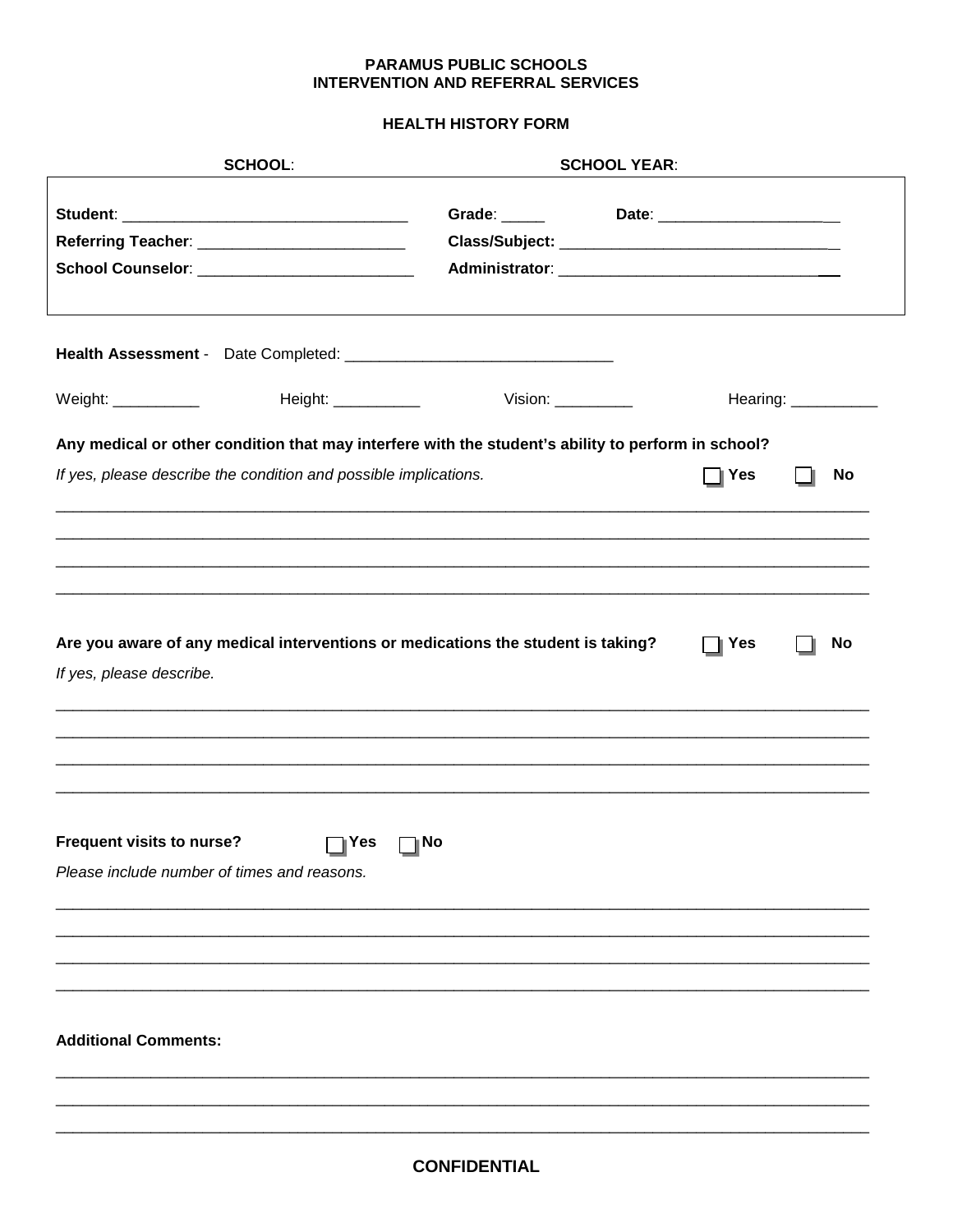**PARAMUS PUBLIC SCHOOLS**
**INTERVENTION AND REFERRAL SERVICES**

**HEALTH HISTORY FORM**

**SCHOOL**: **SCHOOL YEAR**:

**Student**: ________________________________ **Grade**: _____ **Date**: ____________________

**Referring Teacher**: ________________________ **Class/Subject:** ________________________________

**School Counselor**: ________________________ **Administrator**: ________________________________

**Health Assessment** - Date Completed: ______________________________

Weight: __________ Height: __________ Vision: _________ Hearing: __________

**Any medical or other condition that may interfere with the student's ability to perform in school?**

*If yes, please describe the condition and possible implications.* ☐ **Yes** ☐ **No**

______________________________________________________________________________________________

______________________________________________________________________________________________

______________________________________________________________________________________________

______________________________________________________________________________________________

**Are you aware of any medical interventions or medications the student is taking?** ☐ **Yes** ☐ **No**

*If yes, please describe.*

______________________________________________________________________________________________

______________________________________________________________________________________________

______________________________________________________________________________________________

______________________________________________________________________________________________

**Frequent visits to nurse?** ☐ **Yes** ☐ **No**

*Please include number of times and reasons.*

______________________________________________________________________________________________

______________________________________________________________________________________________

______________________________________________________________________________________________

______________________________________________________________________________________________

**Additional Comments:**

______________________________________________________________________________________________

______________________________________________________________________________________________

______________________________________________________________________________________________

**CONFIDENTIAL**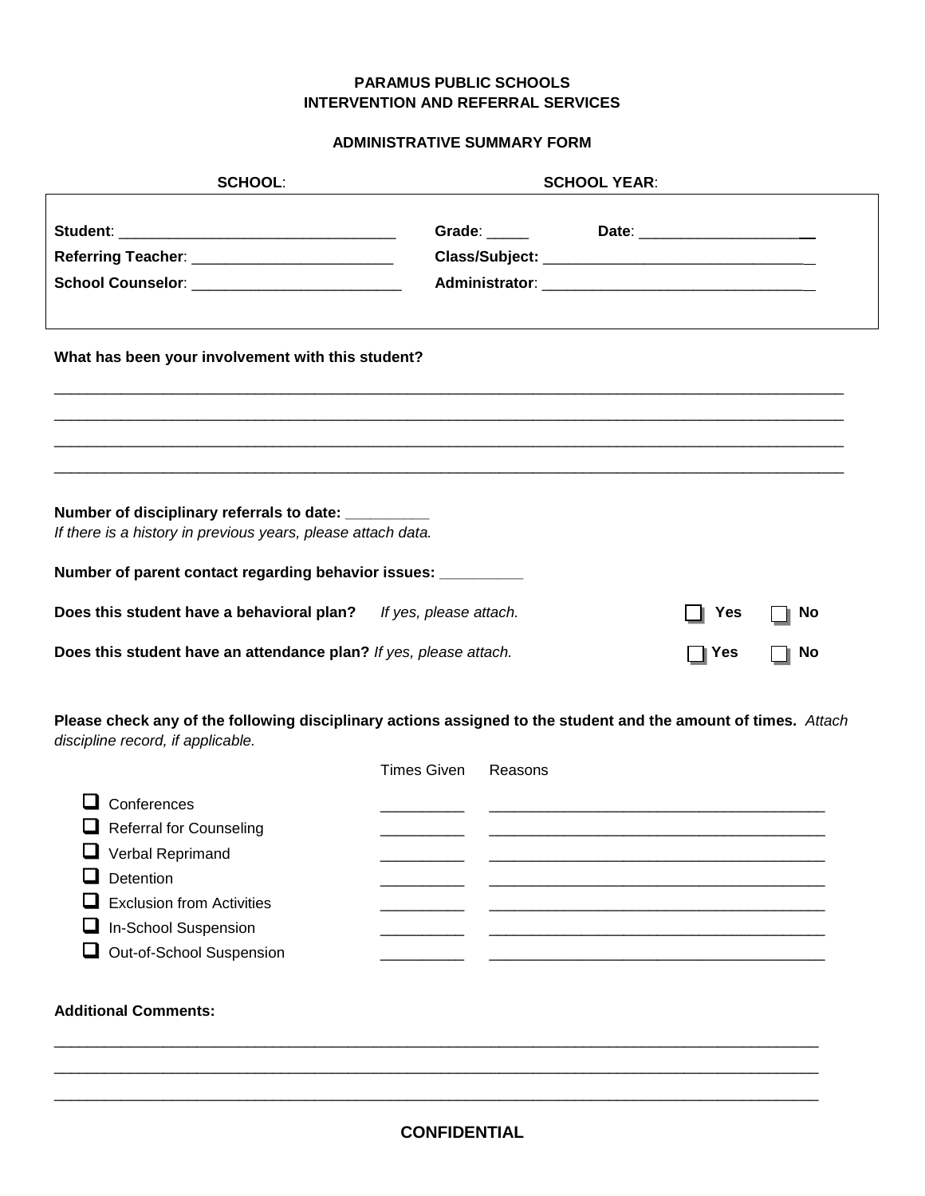**PARAMUS PUBLIC SCHOOLS**
**INTERVENTION AND REFERRAL SERVICES**

**ADMINISTRATIVE SUMMARY FORM**

**SCHOOL**: **SCHOOL YEAR**:

| | |
|---|---|
| **Student**: _________________________________ | **Grade**: _____ **Date**: ____________________ |
| **Referring Teacher**: ________________________ | **Class/Subject:** ________________________________ |
| **School Counselor**: _________________________ | **Administrator**: ________________________________ |

**What has been your involvement with this student?**

_______________________________________________________________________________________

_______________________________________________________________________________________

_______________________________________________________________________________________

_______________________________________________________________________________________

**Number of disciplinary referrals to date: _________**
*If there is a history in previous years, please attach data.*

**Number of parent contact regarding behavior issues: _________**

**Does this student have a behavioral plan?** *If yes, please attach.* ☐ **Yes** ☐ **No**

**Does this student have an attendance plan?** *If yes, please attach.* ☐ **Yes** ☐ **No**

**Please check any of the following disciplinary actions assigned to the student and the amount of times.** *Attach discipline record, if applicable.*

| | Times Given | Reasons |
|---|---|---|
| ☐ Conferences | _________ | ________________________________________ |
| ☐ Referral for Counseling | _________ | ________________________________________ |
| ☐ Verbal Reprimand | _________ | ________________________________________ |
| ☐ Detention | _________ | ________________________________________ |
| ☐ Exclusion from Activities | _________ | ________________________________________ |
| ☐ In-School Suspension | _________ | ________________________________________ |
| ☐ Out-of-School Suspension | _________ | ________________________________________ |

**Additional Comments:**

_______________________________________________________________________________________

_______________________________________________________________________________________

_______________________________________________________________________________________

**CONFIDENTIAL**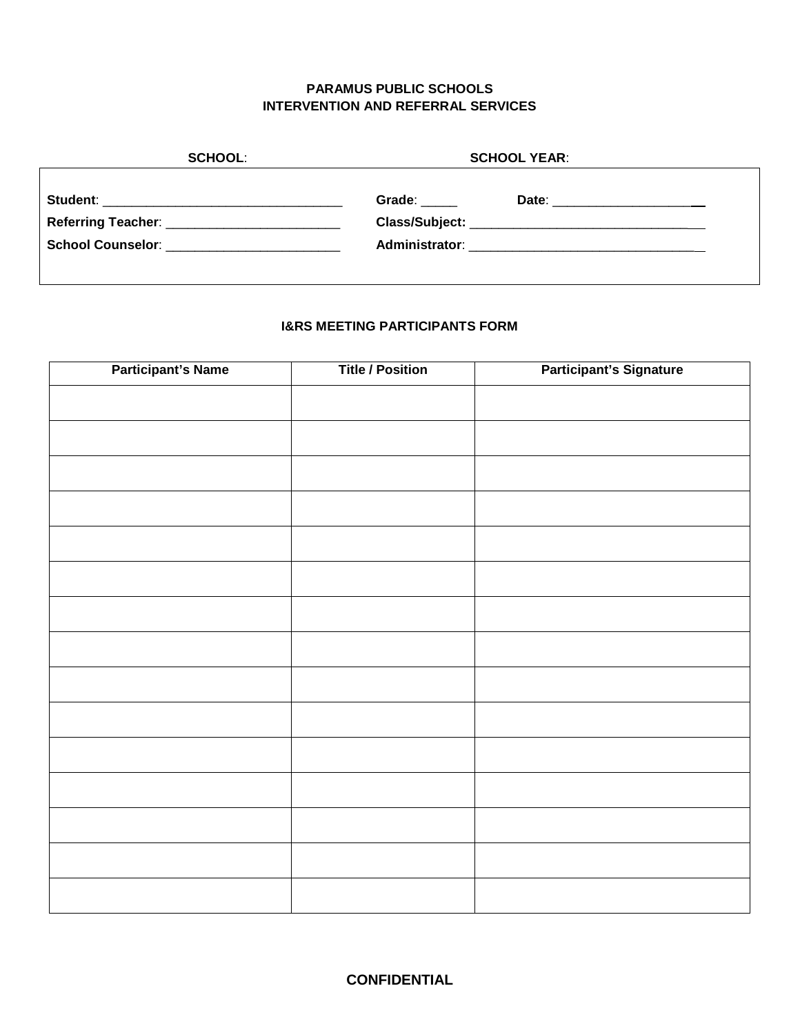**PARAMUS PUBLIC SCHOOLS**
**INTERVENTION AND REFERRAL SERVICES**

**SCHOOL**: **SCHOOL YEAR**:

**Student**: ________________________________ **Grade**: _____ **Date**: ____________________

**Referring Teacher**: ________________________ **Class/Subject:** ______________________________

**School Counselor**: ________________________ **Administrator**: _______________________________

**I&RS MEETING PARTICIPANTS FORM**

| Participant's Name | Title / Position | Participant's Signature |
|---|---|---|
| | | |
| | | |
| | | |
| | | |
| | | |
| | | |
| | | |
| | | |
| | | |
| | | |
| | | |
| | | |
| | | |
| | | |
| | | |

**CONFIDENTIAL**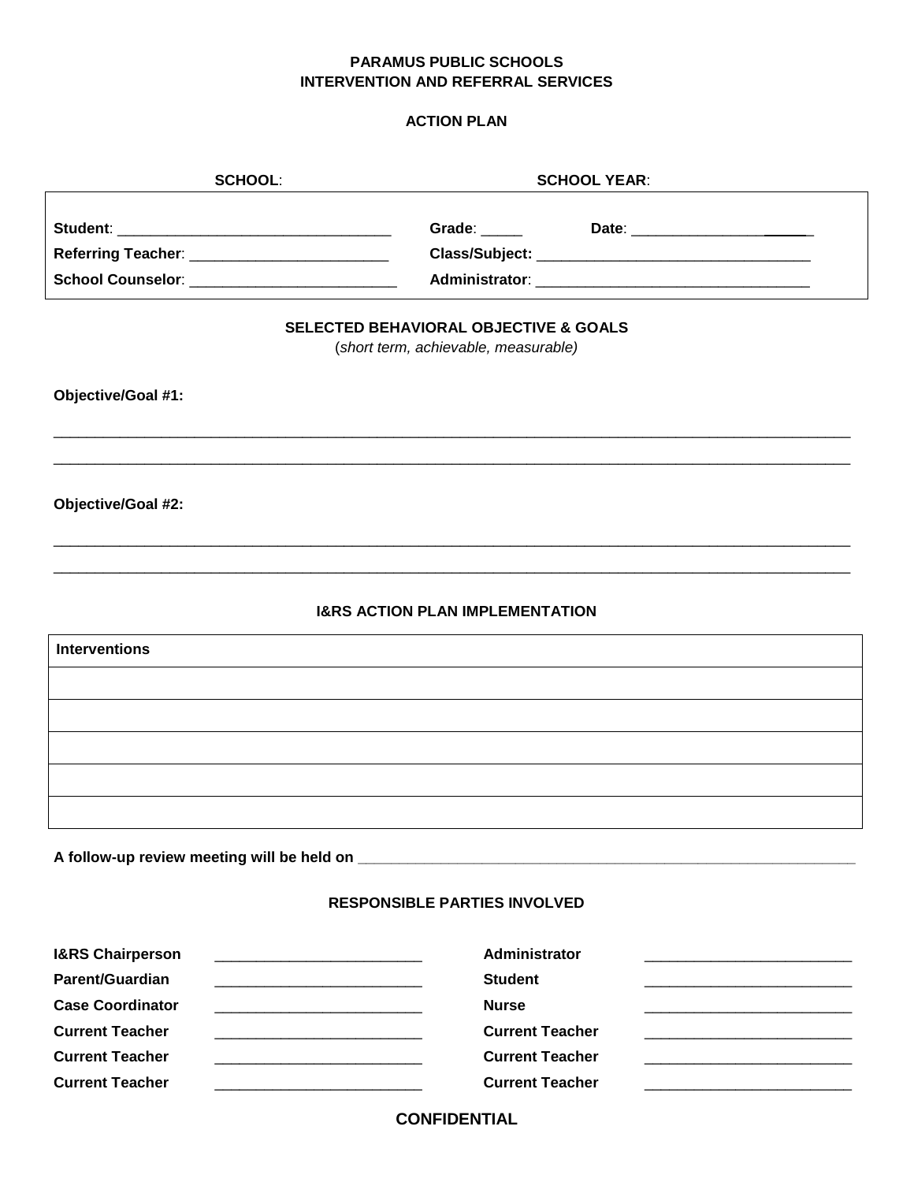**PARAMUS PUBLIC SCHOOLS**
**INTERVENTION AND REFERRAL SERVICES**

**ACTION PLAN**

**SCHOOL**: **SCHOOL YEAR**:

| | |
|---|---|
| **Student**: _________________________________ | **Grade**: _____ **Date**: ______________________ |
| **Referring Teacher**: ________________________ | **Class/Subject:** _________________________________ |
| **School Counselor**: _________________________ | **Administrator**: _________________________________ |

**SELECTED BEHAVIORAL OBJECTIVE & GOALS**
(*short term, achievable, measurable)*

**Objective/Goal #1:**

_____________________________________________________________________________________________

_____________________________________________________________________________________________

**Objective/Goal #2:**

_____________________________________________________________________________________________

_____________________________________________________________________________________________

**I&RS ACTION PLAN IMPLEMENTATION**

| **Interventions** |
|---|
| |
| |
| |
| |
| |

**A follow-up review meeting will be held on** ___________________________________________________________

**RESPONSIBLE PARTIES INVOLVED**

| | | | |
|---|---|---|---|
| **I&RS Chairperson** | _________________________ | **Administrator** | _________________________ |
| **Parent/Guardian** | _________________________ | **Student** | _________________________ |
| **Case Coordinator** | _________________________ | **Nurse** | _________________________ |
| **Current Teacher** | _________________________ | **Current Teacher** | _________________________ |
| **Current Teacher** | _________________________ | **Current Teacher** | _________________________ |
| **Current Teacher** | _________________________ | **Current Teacher** | _________________________ |

**CONFIDENTIAL**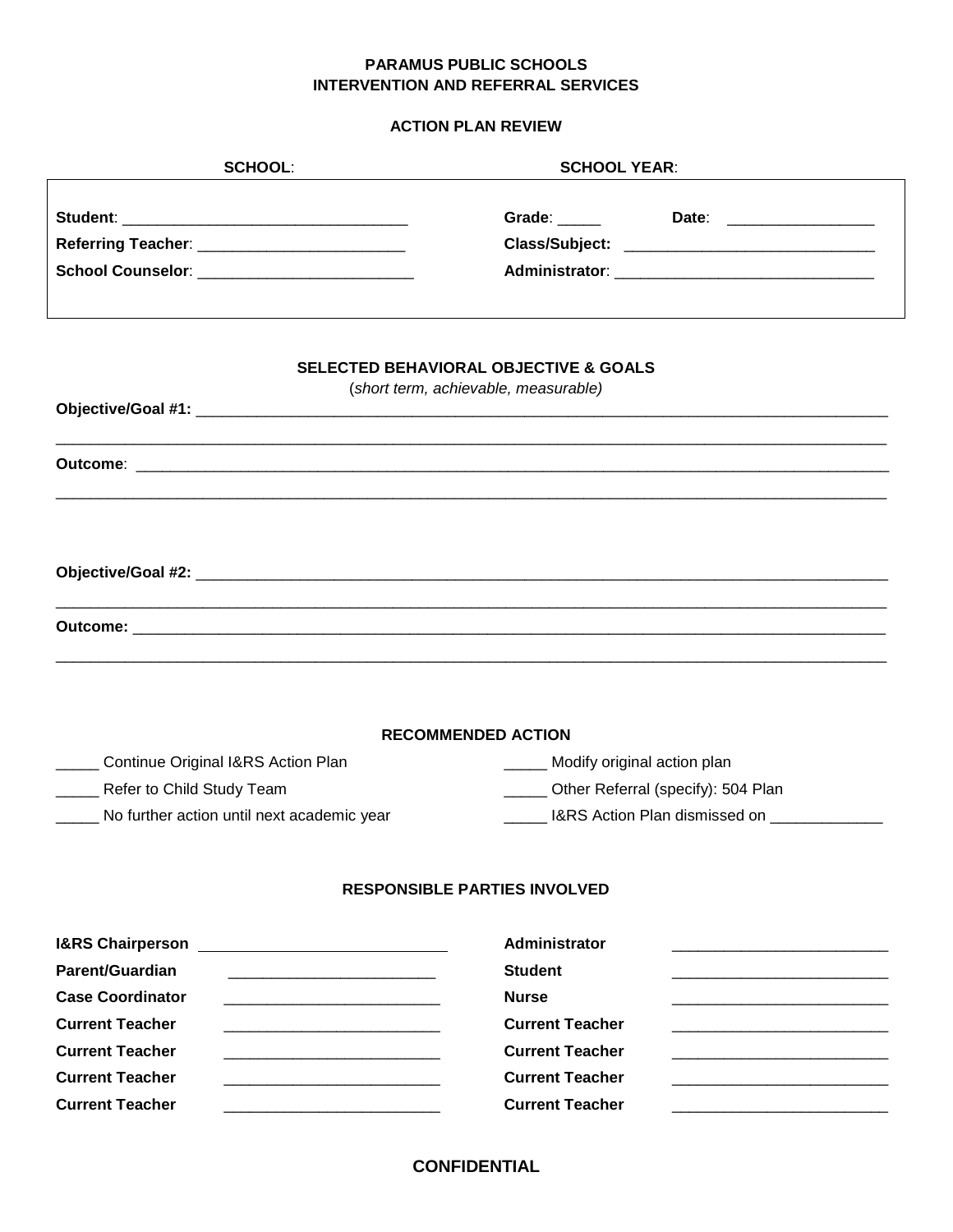**PARAMUS PUBLIC SCHOOLS**
**INTERVENTION AND REFERRAL SERVICES**

**ACTION PLAN REVIEW**

**SCHOOL**: **SCHOOL YEAR**:

| | |
|---|---|
| **Student**: _________________________________ | **Grade**: _____ **Date**: _________________ |
| **Referring Teacher**: ________________________ | **Class/Subject**: _____________________________ |
| **School Counselor**: _________________________ | **Administrator**: ______________________________ |

**SELECTED BEHAVIORAL OBJECTIVE & GOALS**
(*short term, achievable, measurable*)

**Objective/Goal #1:** ____________________________________________________________________________________
_____________________________________________________________________________________________________

**Outcome**: ________________________________________________________________________________________________
_____________________________________________________________________________________________________

**Objective/Goal #2:** ____________________________________________________________________________________
_____________________________________________________________________________________________________

**Outcome:** ________________________________________________________________________________________________
_____________________________________________________________________________________________________

**RECOMMENDED ACTION**

_____ Continue Original I&RS Action Plan
_____ Refer to Child Study Team
_____ No further action until next academic year
_____ Modify original action plan
_____ Other Referral (specify): 504 Plan
_____ I&RS Action Plan dismissed on _____________

**RESPONSIBLE PARTIES INVOLVED**

| | | | |
|---|---|---|---|
| **I&RS Chairperson** | _________________________ | **Administrator** | _________________________ |
| **Parent/Guardian** | _________________________ | **Student** | _________________________ |
| **Case Coordinator** | _________________________ | **Nurse** | _________________________ |
| **Current Teacher** | _________________________ | **Current Teacher** | _________________________ |
| **Current Teacher** | _________________________ | **Current Teacher** | _________________________ |
| **Current Teacher** | _________________________ | **Current Teacher** | _________________________ |
| **Current Teacher** | _________________________ | **Current Teacher** | _________________________ |

**CONFIDENTIAL**